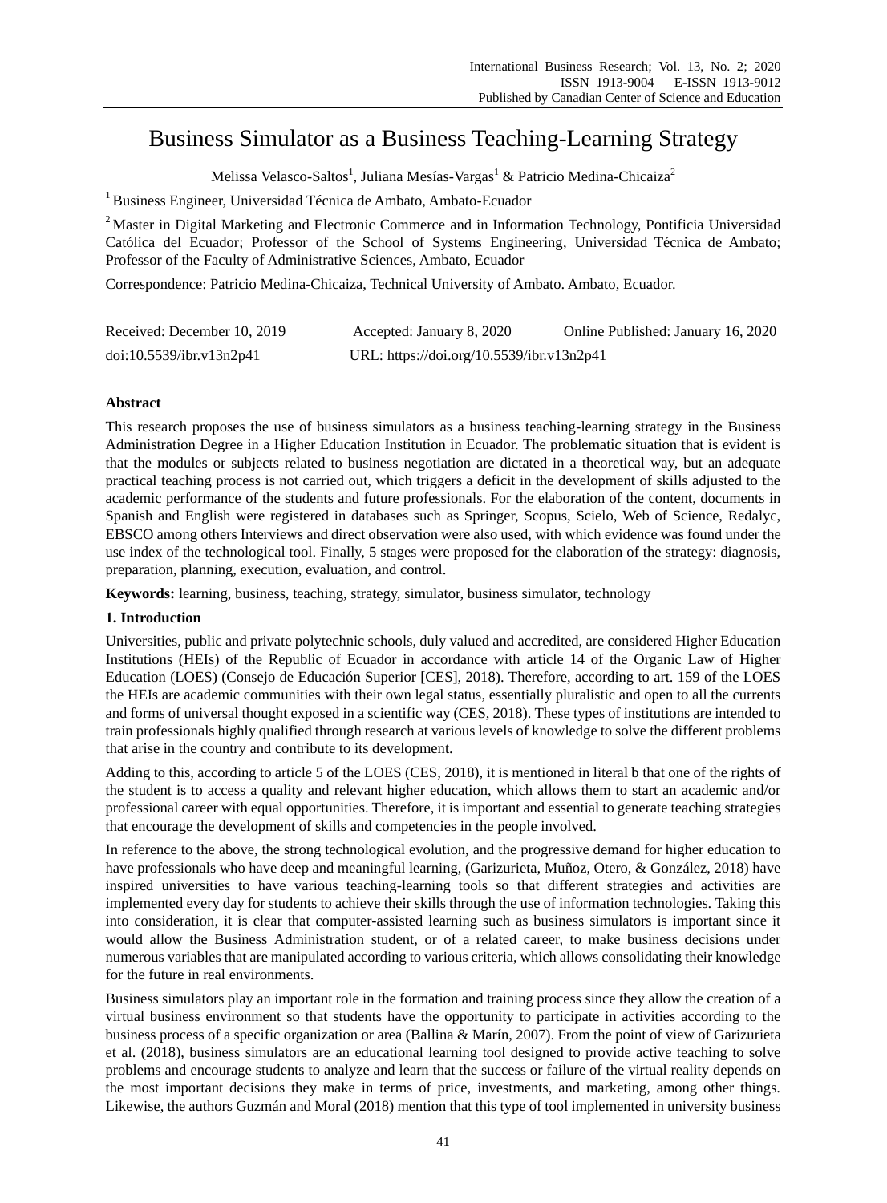# Business Simulator as a Business Teaching-Learning Strategy

Melissa Velasco-Saltos[1], Juliana Mesías-Vargas[1] & Patricio Medina-Chicaiza[2]

[1] Business Engineer, Universidad Técnica de Ambato, Ambato-Ecuador

[2] Master in Digital Marketing and Electronic Commerce and in Information Technology, Pontificia Universidad Católica del Ecuador; Professor of the School of Systems Engineering, Universidad Técnica de Ambato; Professor of the Faculty of Administrative Sciences, Ambato, Ecuador

Correspondence: Patricio Medina-Chicaiza, Technical University of Ambato. Ambato, Ecuador.

Received: December 10, 2019 Accepted: January 8, 2020 Online Published: January 16, 2020

doi:10.5539/ibr.v13n2p41 URL: https://doi.org/10.5539/ibr.v13n2p41

## Abstract

This research proposes the use of business simulators as a business teaching-learning strategy in the Business Administration Degree in a Higher Education Institution in Ecuador. The problematic situation that is evident is that the modules or subjects related to business negotiation are dictated in a theoretical way, but an adequate practical teaching process is not carried out, which triggers a deficit in the development of skills adjusted to the academic performance of the students and future professionals. For the elaboration of the content, documents in Spanish and English were registered in databases such as Springer, Scopus, Scielo, Web of Science, Redalyc, EBSCO among others Interviews and direct observation were also used, with which evidence was found under the use index of the technological tool. Finally, 5 stages were proposed for the elaboration of the strategy: diagnosis, preparation, planning, execution, evaluation, and control.

**Keywords:** learning, business, teaching, strategy, simulator, business simulator, technology

## 1. Introduction

Universities, public and private polytechnic schools, duly valued and accredited, are considered Higher Education Institutions (HEIs) of the Republic of Ecuador in accordance with article 14 of the Organic Law of Higher Education (LOES) (Consejo de Educación Superior [CES], 2018). Therefore, according to art. 159 of the LOES the HEIs are academic communities with their own legal status, essentially pluralistic and open to all the currents and forms of universal thought exposed in a scientific way (CES, 2018). These types of institutions are intended to train professionals highly qualified through research at various levels of knowledge to solve the different problems that arise in the country and contribute to its development.

Adding to this, according to article 5 of the LOES (CES, 2018), it is mentioned in literal b that one of the rights of the student is to access a quality and relevant higher education, which allows them to start an academic and/or professional career with equal opportunities. Therefore, it is important and essential to generate teaching strategies that encourage the development of skills and competencies in the people involved.

In reference to the above, the strong technological evolution, and the progressive demand for higher education to have professionals who have deep and meaningful learning, (Garizurieta, Muñoz, Otero, & González, 2018) have inspired universities to have various teaching-learning tools so that different strategies and activities are implemented every day for students to achieve their skills through the use of information technologies. Taking this into consideration, it is clear that computer-assisted learning such as business simulators is important since it would allow the Business Administration student, or of a related career, to make business decisions under numerous variables that are manipulated according to various criteria, which allows consolidating their knowledge for the future in real environments.

Business simulators play an important role in the formation and training process since they allow the creation of a virtual business environment so that students have the opportunity to participate in activities according to the business process of a specific organization or area (Ballina & Marín, 2007). From the point of view of Garizurieta et al. (2018), business simulators are an educational learning tool designed to provide active teaching to solve problems and encourage students to analyze and learn that the success or failure of the virtual reality depends on the most important decisions they make in terms of price, investments, and marketing, among other things. Likewise, the authors Guzmán and Moral (2018) mention that this type of tool implemented in university business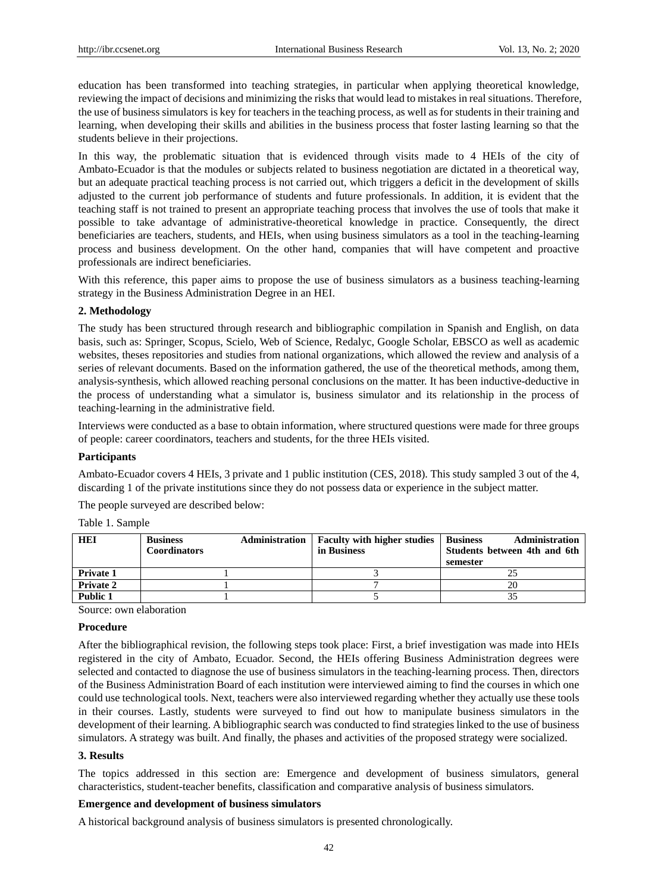education has been transformed into teaching strategies, in particular when applying theoretical knowledge, reviewing the impact of decisions and minimizing the risks that would lead to mistakes in real situations. Therefore, the use of business simulators is key for teachers in the teaching process, as well as for students in their training and learning, when developing their skills and abilities in the business process that foster lasting learning so that the students believe in their projections.

In this way, the problematic situation that is evidenced through visits made to 4 HEIs of the city of Ambato-Ecuador is that the modules or subjects related to business negotiation are dictated in a theoretical way, but an adequate practical teaching process is not carried out, which triggers a deficit in the development of skills adjusted to the current job performance of students and future professionals. In addition, it is evident that the teaching staff is not trained to present an appropriate teaching process that involves the use of tools that make it possible to take advantage of administrative-theoretical knowledge in practice. Consequently, the direct beneficiaries are teachers, students, and HEIs, when using business simulators as a tool in the teaching-learning process and business development. On the other hand, companies that will have competent and proactive professionals are indirect beneficiaries.

With this reference, this paper aims to propose the use of business simulators as a business teaching-learning strategy in the Business Administration Degree in an HEI.

## 2. Methodology

The study has been structured through research and bibliographic compilation in Spanish and English, on data basis, such as: Springer, Scopus, Scielo, Web of Science, Redalyc, Google Scholar, EBSCO as well as academic websites, theses repositories and studies from national organizations, which allowed the review and analysis of a series of relevant documents. Based on the information gathered, the use of the theoretical methods, among them, analysis-synthesis, which allowed reaching personal conclusions on the matter. It has been inductive-deductive in the process of understanding what a simulator is, business simulator and its relationship in the process of teaching-learning in the administrative field.

Interviews were conducted as a base to obtain information, where structured questions were made for three groups of people: career coordinators, teachers and students, for the three HEIs visited.

### Participants

Ambato-Ecuador covers 4 HEIs, 3 private and 1 public institution (CES, 2018). This study sampled 3 out of the 4, discarding 1 of the private institutions since they do not possess data or experience in the subject matter.

The people surveyed are described below:

Table 1. Sample

| HEI | Business Administration Coordinators | Faculty with higher studies in Business | Business Administration Students between 4th and 6th semester |
|---|---|---|---|
| Private 1 | 1 | 3 | 25 |
| Private 2 | 1 | 7 | 20 |
| Public 1 | 1 | 5 | 35 |

Source: own elaboration

### Procedure

After the bibliographical revision, the following steps took place: First, a brief investigation was made into HEIs registered in the city of Ambato, Ecuador. Second, the HEIs offering Business Administration degrees were selected and contacted to diagnose the use of business simulators in the teaching-learning process. Then, directors of the Business Administration Board of each institution were interviewed aiming to find the courses in which one could use technological tools. Next, teachers were also interviewed regarding whether they actually use these tools in their courses. Lastly, students were surveyed to find out how to manipulate business simulators in the development of their learning. A bibliographic search was conducted to find strategies linked to the use of business simulators. A strategy was built. And finally, the phases and activities of the proposed strategy were socialized.

## 3. Results

The topics addressed in this section are: Emergence and development of business simulators, general characteristics, student-teacher benefits, classification and comparative analysis of business simulators.

### Emergence and development of business simulators

A historical background analysis of business simulators is presented chronologically.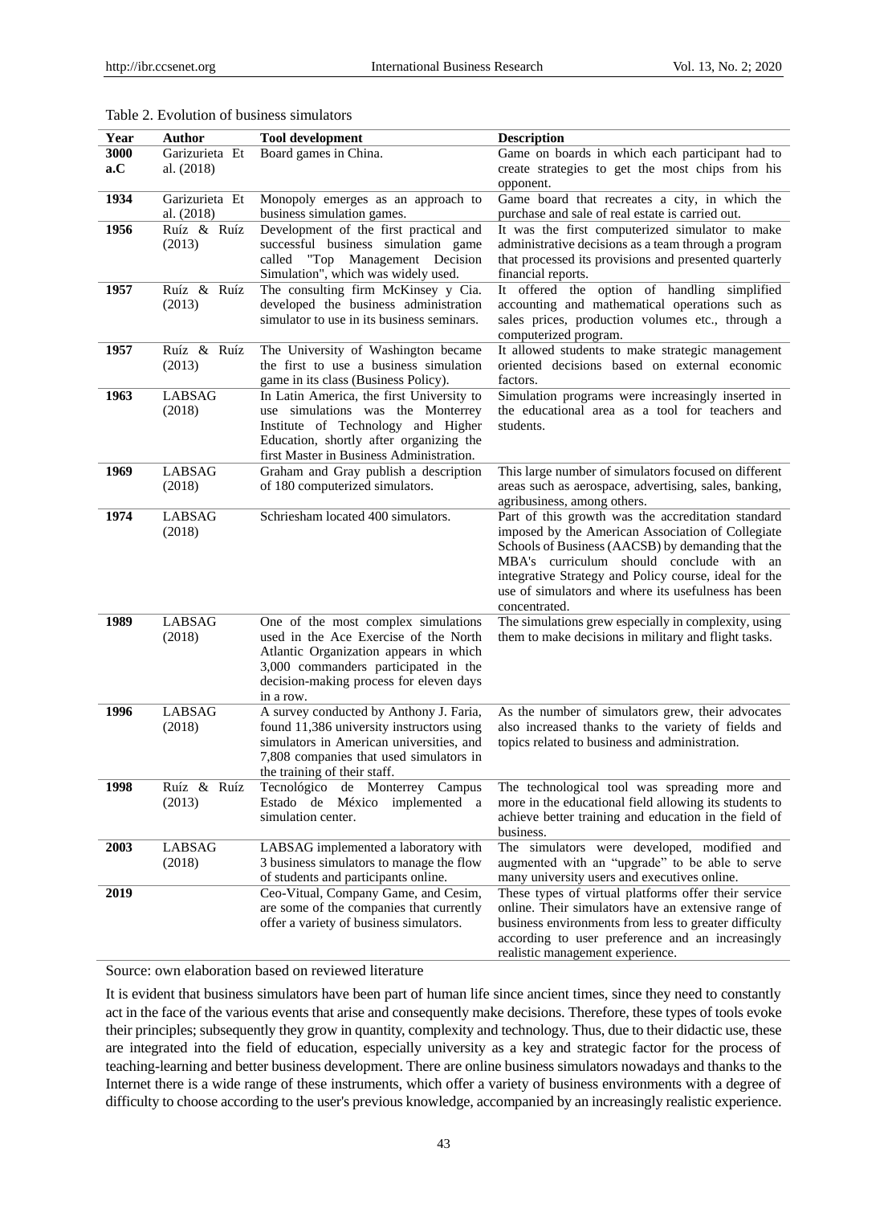Table 2. Evolution of business simulators

| Year | Author | Tool development | Description |
|---|---|---|---|
| **3000 a.C** | Garizurieta Et al. (2018) | Board games in China. | Game on boards in which each participant had to create strategies to get the most chips from his opponent. |
| **1934** | Garizurieta Et al. (2018) | Monopoly emerges as an approach to business simulation games. | Game board that recreates a city, in which the purchase and sale of real estate is carried out. |
| **1956** | Ruíz & Ruíz (2013) | Development of the first practical and successful business simulation game called "Top Management Decision Simulation", which was widely used. | It was the first computerized simulator to make administrative decisions as a team through a program that processed its provisions and presented quarterly financial reports. |
| **1957** | Ruíz & Ruíz (2013) | The consulting firm McKinsey y Cia. developed the business administration simulator to use in its business seminars. | It offered the option of handling simplified accounting and mathematical operations such as sales prices, production volumes etc., through a computerized program. |
| **1957** | Ruíz & Ruíz (2013) | The University of Washington became the first to use a business simulation game in its class (Business Policy). | It allowed students to make strategic management oriented decisions based on external economic factors. |
| **1963** | LABSAG (2018) | In Latin America, the first University to use simulations was the Monterrey Institute of Technology and Higher Education, shortly after organizing the first Master in Business Administration. | Simulation programs were increasingly inserted in the educational area as a tool for teachers and students. |
| **1969** | LABSAG (2018) | Graham and Gray publish a description of 180 computerized simulators. | This large number of simulators focused on different areas such as aerospace, advertising, sales, banking, agribusiness, among others. |
| **1974** | LABSAG (2018) | Schriesham located 400 simulators. | Part of this growth was the accreditation standard imposed by the American Association of Collegiate Schools of Business (AACSB) by demanding that the MBA's curriculum should conclude with an integrative Strategy and Policy course, ideal for the use of simulators and where its usefulness has been concentrated. |
| **1989** | LABSAG (2018) | One of the most complex simulations used in the Ace Exercise of the North Atlantic Organization appears in which 3,000 commanders participated in the decision-making process for eleven days in a row. | The simulations grew especially in complexity, using them to make decisions in military and flight tasks. |
| **1996** | LABSAG (2018) | A survey conducted by Anthony J. Faria, found 11,386 university instructors using simulators in American universities, and 7,808 companies that used simulators in the training of their staff. | As the number of simulators grew, their advocates also increased thanks to the variety of fields and topics related to business and administration. |
| **1998** | Ruíz & Ruíz (2013) | Tecnológico de Monterrey Campus Estado de México implemented a simulation center. | The technological tool was spreading more and more in the educational field allowing its students to achieve better training and education in the field of business. |
| **2003** | LABSAG (2018) | LABSAG implemented a laboratory with 3 business simulators to manage the flow of students and participants online. | The simulators were developed, modified and augmented with an "upgrade" to be able to serve many university users and executives online. |
| **2019** | | Ceo-Vitual, Company Game, and Cesim, are some of the companies that currently offer a variety of business simulators. | These types of virtual platforms offer their service online. Their simulators have an extensive range of business environments from less to greater difficulty according to user preference and an increasingly realistic management experience. |

Source: own elaboration based on reviewed literature

It is evident that business simulators have been part of human life since ancient times, since they need to constantly act in the face of the various events that arise and consequently make decisions. Therefore, these types of tools evoke their principles; subsequently they grow in quantity, complexity and technology. Thus, due to their didactic use, these are integrated into the field of education, especially university as a key and strategic factor for the process of teaching-learning and better business development. There are online business simulators nowadays and thanks to the Internet there is a wide range of these instruments, which offer a variety of business environments with a degree of difficulty to choose according to the user's previous knowledge, accompanied by an increasingly realistic experience.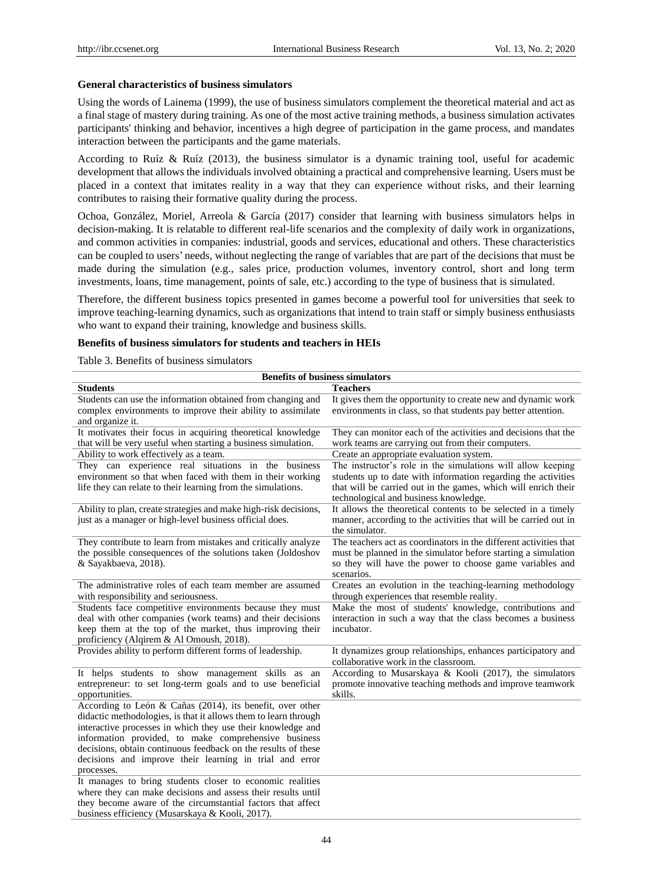**General characteristics of business simulators**

Using the words of Lainema (1999), the use of business simulators complement the theoretical material and act as a final stage of mastery during training. As one of the most active training methods, a business simulation activates participants' thinking and behavior, incentives a high degree of participation in the game process, and mandates interaction between the participants and the game materials.

According to Ruíz & Ruíz (2013), the business simulator is a dynamic training tool, useful for academic development that allows the individuals involved obtaining a practical and comprehensive learning. Users must be placed in a context that imitates reality in a way that they can experience without risks, and their learning contributes to raising their formative quality during the process.

Ochoa, González, Moriel, Arreola & García (2017) consider that learning with business simulators helps in decision-making. It is relatable to different real-life scenarios and the complexity of daily work in organizations, and common activities in companies: industrial, goods and services, educational and others. These characteristics can be coupled to users' needs, without neglecting the range of variables that are part of the decisions that must be made during the simulation (e.g., sales price, production volumes, inventory control, short and long term investments, loans, time management, points of sale, etc.) according to the type of business that is simulated.

Therefore, the different business topics presented in games become a powerful tool for universities that seek to improve teaching-learning dynamics, such as organizations that intend to train staff or simply business enthusiasts who want to expand their training, knowledge and business skills.

**Benefits of business simulators for students and teachers in HEIs**

Table 3. Benefits of business simulators

| **Benefits of business simulators** | |
|---|---|
| **Students** | **Teachers** |
| Students can use the information obtained from changing and complex environments to improve their ability to assimilate and organize it. | It gives them the opportunity to create new and dynamic work environments in class, so that students pay better attention. |
| It motivates their focus in acquiring theoretical knowledge that will be very useful when starting a business simulation. | They can monitor each of the activities and decisions that the work teams are carrying out from their computers. |
| Ability to work effectively as a team. | Create an appropriate evaluation system. |
| They can experience real situations in the business environment so that when faced with them in their working life they can relate to their learning from the simulations. | The instructor's role in the simulations will allow keeping students up to date with information regarding the activities that will be carried out in the games, which will enrich their technological and business knowledge. |
| Ability to plan, create strategies and make high-risk decisions, just as a manager or high-level business official does. | It allows the theoretical contents to be selected in a timely manner, according to the activities that will be carried out in the simulator. |
| They contribute to learn from mistakes and critically analyze the possible consequences of the solutions taken (Joldoshov & Sayakbaeva, 2018). | The teachers act as coordinators in the different activities that must be planned in the simulator before starting a simulation so they will have the power to choose game variables and scenarios. |
| The administrative roles of each team member are assumed with responsibility and seriousness. | Creates an evolution in the teaching-learning methodology through experiences that resemble reality. |
| Students face competitive environments because they must deal with other companies (work teams) and their decisions keep them at the top of the market, thus improving their proficiency (Alqirem & Al Omoush, 2018). | Make the most of students' knowledge, contributions and interaction in such a way that the class becomes a business incubator. |
| Provides ability to perform different forms of leadership. | It dynamizes group relationships, enhances participatory and collaborative work in the classroom. |
| It helps students to show management skills as an entrepreneur: to set long-term goals and to use beneficial opportunities. | According to Musarskaya & Kooli (2017), the simulators promote innovative teaching methods and improve teamwork skills. |
| According to León & Cañas (2014), its benefit, over other didactic methodologies, is that it allows them to learn through interactive processes in which they use their knowledge and information provided, to make comprehensive business decisions, obtain continuous feedback on the results of these decisions and improve their learning in trial and error processes. | |
| It manages to bring students closer to economic realities where they can make decisions and assess their results until they become aware of the circumstantial factors that affect business efficiency (Musarskaya & Kooli, 2017). | |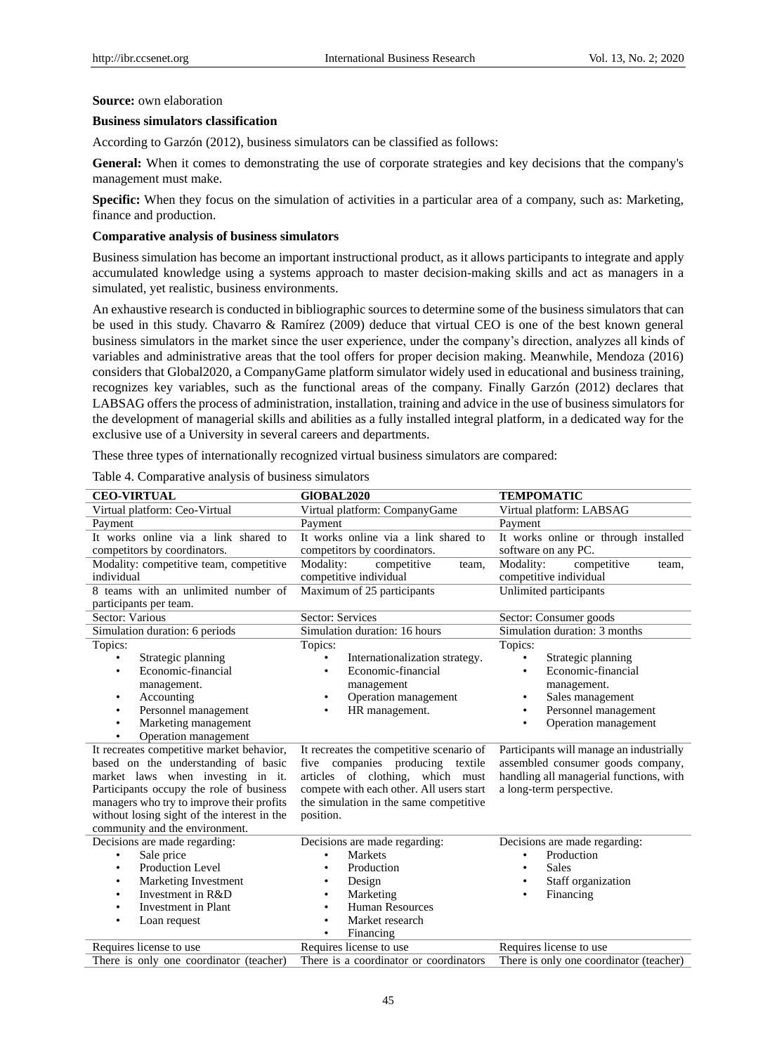**Source:** own elaboration

**Business simulators classification**

According to Garzón (2012), business simulators can be classified as follows:

**General:** When it comes to demonstrating the use of corporate strategies and key decisions that the company's management must make.

**Specific:** When they focus on the simulation of activities in a particular area of a company, such as: Marketing, finance and production.

**Comparative analysis of business simulators**

Business simulation has become an important instructional product, as it allows participants to integrate and apply accumulated knowledge using a systems approach to master decision-making skills and act as managers in a simulated, yet realistic, business environments.

An exhaustive research is conducted in bibliographic sources to determine some of the business simulators that can be used in this study. Chavarro & Ramírez (2009) deduce that virtual CEO is one of the best known general business simulators in the market since the user experience, under the company's direction, analyzes all kinds of variables and administrative areas that the tool offers for proper decision making. Meanwhile, Mendoza (2016) considers that Global2020, a CompanyGame platform simulator widely used in educational and business training, recognizes key variables, such as the functional areas of the company. Finally Garzón (2012) declares that LABSAG offers the process of administration, installation, training and advice in the use of business simulators for the development of managerial skills and abilities as a fully installed integral platform, in a dedicated way for the exclusive use of a University in several careers and departments.

These three types of internationally recognized virtual business simulators are compared:

Table 4. Comparative analysis of business simulators

| CEO-VIRTUAL | GlOBAL2020 | TEMPOMATIC |
|---|---|---|
| Virtual platform: Ceo-Virtual | Virtual platform: CompanyGame | Virtual platform: LABSAG |
| Payment | Payment | Payment |
| It works online via a link shared to competitors by coordinators. | It works online via a link shared to competitors by coordinators. | It works online or through installed software on any PC. |
| Modality: competitive team, competitive individual | Modality: competitive team, competitive individual | Modality: competitive team, competitive individual |
| 8 teams with an unlimited number of participants per team. | Maximum of 25 participants | Unlimited participants |
| Sector: Various | Sector: Services | Sector: Consumer goods |
| Simulation duration: 6 periods | Simulation duration: 16 hours | Simulation duration: 3 months |
| Topics: • Strategic planning • Economic-financial management. • Accounting • Personnel management • Marketing management • Operation management | Topics: • Internationalization strategy. • Economic-financial management • Operation management • HR management. | Topics: • Strategic planning • Economic-financial management. • Sales management • Personnel management • Operation management |
| It recreates competitive market behavior, based on the understanding of basic market laws when investing in it. Participants occupy the role of business managers who try to improve their profits without losing sight of the interest in the community and the environment. | It recreates the competitive scenario of five companies producing textile articles of clothing, which must compete with each other. All users start the simulation in the same competitive position. | Participants will manage an industrially assembled consumer goods company, handling all managerial functions, with a long-term perspective. |
| Decisions are made regarding: • Sale price • Production Level • Marketing Investment • Investment in R&D • Investment in Plant • Loan request | Decisions are made regarding: • Markets • Production • Design • Marketing • Human Resources • Market research • Financing | Decisions are made regarding: • Production • Sales • Staff organization • Financing |
| Requires license to use | Requires license to use | Requires license to use |
| There is only one coordinator (teacher) | There is a coordinator or coordinators | There is only one coordinator (teacher) |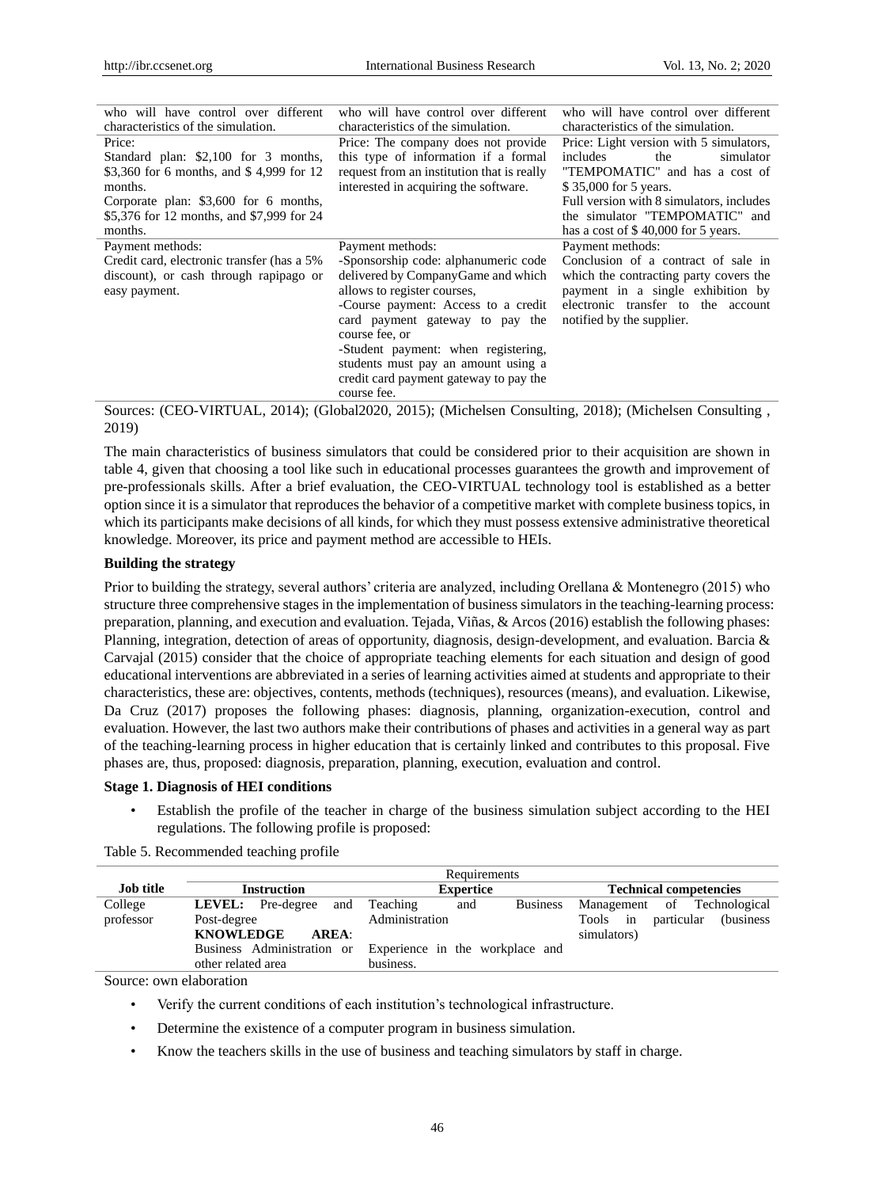| | | |
|---|---|---|
| who will have control over different characteristics of the simulation. | who will have control over different characteristics of the simulation. | who will have control over different characteristics of the simulation. |
| Price:<br>Standard plan: $2,100 for 3 months, $3,360 for 6 months, and $ 4,999 for 12 months.<br>Corporate plan: $3,600 for 6 months, $5,376 for 12 months, and $7,999 for 24 months. | Price: The company does not provide this type of information if a formal request from an institution that is really interested in acquiring the software. | Price: Light version with 5 simulators, includes the simulator "TEMPOMATIC" and has a cost of $ 35,000 for 5 years.<br>Full version with 8 simulators, includes the simulator "TEMPOMATIC" and has a cost of $ 40,000 for 5 years. |
| Payment methods:<br>Credit card, electronic transfer (has a 5% discount), or cash through rapipago or easy payment. | Payment methods:<br>-Sponsorship code: alphanumeric code delivered by CompanyGame and which allows to register courses,<br>-Course payment: Access to a credit card payment gateway to pay the course fee, or<br>-Student payment: when registering, students must pay an amount using a credit card payment gateway to pay the course fee. | Payment methods:<br>Conclusion of a contract of sale in which the contracting party covers the payment in a single exhibition by electronic transfer to the account notified by the supplier. |

Sources: (CEO-VIRTUAL, 2014); (Global2020, 2015); (Michelsen Consulting, 2018); (Michelsen Consulting , 2019)

The main characteristics of business simulators that could be considered prior to their acquisition are shown in table 4, given that choosing a tool like such in educational processes guarantees the growth and improvement of pre-professionals skills. After a brief evaluation, the CEO-VIRTUAL technology tool is established as a better option since it is a simulator that reproduces the behavior of a competitive market with complete business topics, in which its participants make decisions of all kinds, for which they must possess extensive administrative theoretical knowledge. Moreover, its price and payment method are accessible to HEIs.

**Building the strategy**

Prior to building the strategy, several authors' criteria are analyzed, including Orellana & Montenegro (2015) who structure three comprehensive stages in the implementation of business simulators in the teaching-learning process: preparation, planning, and execution and evaluation. Tejada, Viñas, & Arcos (2016) establish the following phases: Planning, integration, detection of areas of opportunity, diagnosis, design-development, and evaluation. Barcia & Carvajal (2015) consider that the choice of appropriate teaching elements for each situation and design of good educational interventions are abbreviated in a series of learning activities aimed at students and appropriate to their characteristics, these are: objectives, contents, methods (techniques), resources (means), and evaluation. Likewise, Da Cruz (2017) proposes the following phases: diagnosis, planning, organization-execution, control and evaluation. However, the last two authors make their contributions of phases and activities in a general way as part of the teaching-learning process in higher education that is certainly linked and contributes to this proposal. Five phases are, thus, proposed: diagnosis, preparation, planning, execution, evaluation and control.

**Stage 1. Diagnosis of HEI conditions**

- Establish the profile of the teacher in charge of the business simulation subject according to the HEI regulations. The following profile is proposed:

Table 5. Recommended teaching profile

| | Requirements | | |
|---|---|---|---|
| **Job title** | **Instruction** | **Expertice** | **Technical competencies** |
| College professor | **LEVEL:** Pre-degree and Post-degree<br>**KNOWLEDGE AREA**: Business Administration or other related area | Teaching and Business Administration<br>Experience in the workplace and business. | Management of Technological Tools in particular (business simulators) |

Source: own elaboration

- Verify the current conditions of each institution's technological infrastructure.
- Determine the existence of a computer program in business simulation.
- Know the teachers skills in the use of business and teaching simulators by staff in charge.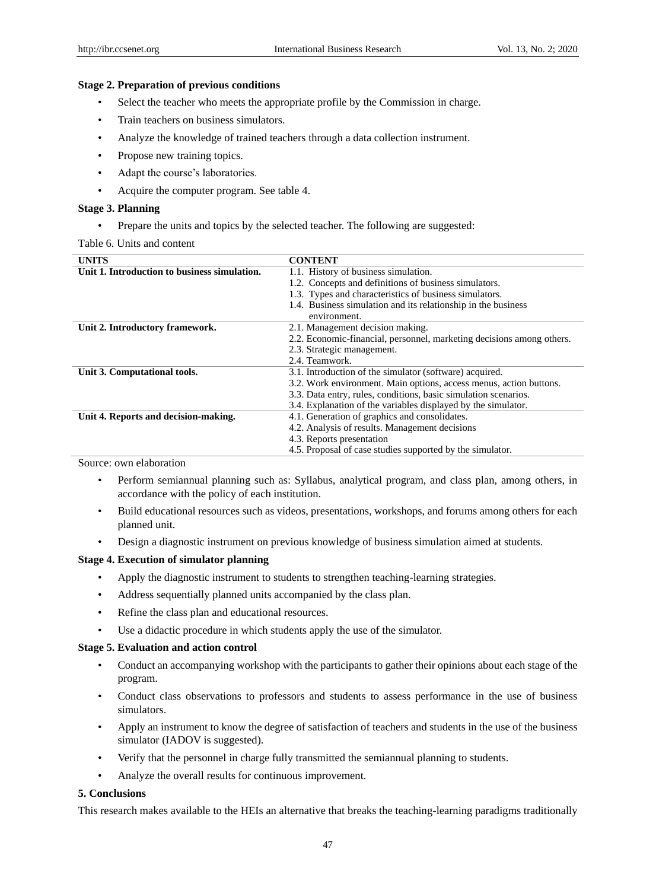**Stage 2. Preparation of previous conditions**

- Select the teacher who meets the appropriate profile by the Commission in charge.
- Train teachers on business simulators.
- Analyze the knowledge of trained teachers through a data collection instrument.
- Propose new training topics.
- Adapt the course's laboratories.
- Acquire the computer program. See table 4.

**Stage 3. Planning**

- Prepare the units and topics by the selected teacher. The following are suggested:

Table 6. Units and content

| UNITS | CONTENT |
|---|---|
| **Unit 1. Introduction to business simulation.** | 1.1. History of business simulation.<br>1.2. Concepts and definitions of business simulators.<br>1.3. Types and characteristics of business simulators.<br>1.4. Business simulation and its relationship in the business environment. |
| **Unit 2. Introductory framework.** | 2.1. Management decision making.<br>2.2. Economic-financial, personnel, marketing decisions among others.<br>2.3. Strategic management.<br>2.4. Teamwork. |
| **Unit 3. Computational tools.** | 3.1. Introduction of the simulator (software) acquired.<br>3.2. Work environment. Main options, access menus, action buttons.<br>3.3. Data entry, rules, conditions, basic simulation scenarios.<br>3.4. Explanation of the variables displayed by the simulator. |
| **Unit 4. Reports and decision-making.** | 4.1. Generation of graphics and consolidates.<br>4.2. Analysis of results. Management decisions<br>4.3. Reports presentation<br>4.5. Proposal of case studies supported by the simulator. |

Source: own elaboration

- Perform semiannual planning such as: Syllabus, analytical program, and class plan, among others, in accordance with the policy of each institution.
- Build educational resources such as videos, presentations, workshops, and forums among others for each planned unit.
- Design a diagnostic instrument on previous knowledge of business simulation aimed at students.

**Stage 4. Execution of simulator planning**

- Apply the diagnostic instrument to students to strengthen teaching-learning strategies.
- Address sequentially planned units accompanied by the class plan.
- Refine the class plan and educational resources.
- Use a didactic procedure in which students apply the use of the simulator.

**Stage 5. Evaluation and action control**

- Conduct an accompanying workshop with the participants to gather their opinions about each stage of the program.
- Conduct class observations to professors and students to assess performance in the use of business simulators.
- Apply an instrument to know the degree of satisfaction of teachers and students in the use of the business simulator (IADOV is suggested).
- Verify that the personnel in charge fully transmitted the semiannual planning to students.
- Analyze the overall results for continuous improvement.

## 5. Conclusions

This research makes available to the HEIs an alternative that breaks the teaching-learning paradigms traditionally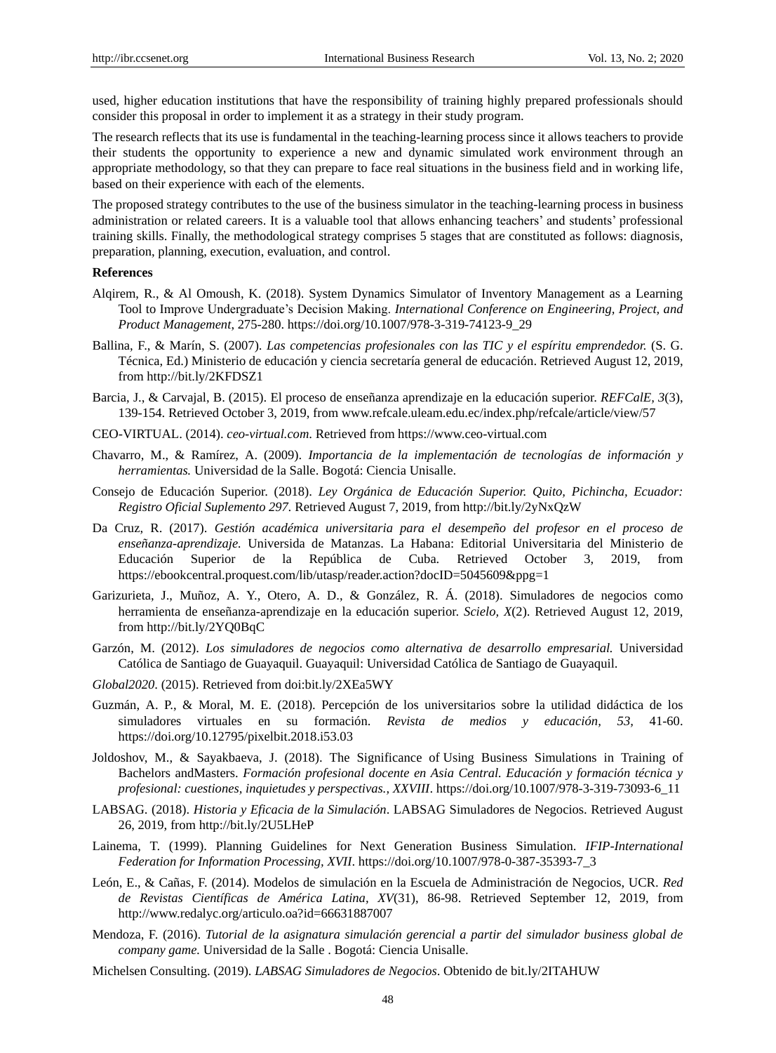used, higher education institutions that have the responsibility of training highly prepared professionals should consider this proposal in order to implement it as a strategy in their study program.

The research reflects that its use is fundamental in the teaching-learning process since it allows teachers to provide their students the opportunity to experience a new and dynamic simulated work environment through an appropriate methodology, so that they can prepare to face real situations in the business field and in working life, based on their experience with each of the elements.

The proposed strategy contributes to the use of the business simulator in the teaching-learning process in business administration or related careers. It is a valuable tool that allows enhancing teachers' and students' professional training skills. Finally, the methodological strategy comprises 5 stages that are constituted as follows: diagnosis, preparation, planning, execution, evaluation, and control.

**References**

Alqirem, R., & Al Omoush, K. (2018). System Dynamics Simulator of Inventory Management as a Learning Tool to Improve Undergraduate's Decision Making. *International Conference on Engineering, Project, and Product Management*, 275-280. https://doi.org/10.1007/978-3-319-74123-9_29

Ballina, F., & Marín, S. (2007). *Las competencias profesionales con las TIC y el espíritu emprendedor.* (S. G. Técnica, Ed.) Ministerio de educación y ciencia secretaría general de educación. Retrieved August 12, 2019, from http://bit.ly/2KFDSZ1

Barcia, J., & Carvajal, B. (2015). El proceso de enseñanza aprendizaje en la educación superior. *REFCalE, 3*(3), 139-154. Retrieved October 3, 2019, from www.refcale.uleam.edu.ec/index.php/refcale/article/view/57

CEO-VIRTUAL. (2014). *ceo-virtual.com*. Retrieved from https://www.ceo-virtual.com

Chavarro, M., & Ramírez, A. (2009). *Importancia de la implementación de tecnologías de información y herramientas.* Universidad de la Salle. Bogotá: Ciencia Unisalle.

Consejo de Educación Superior. (2018). *Ley Orgánica de Educación Superior. Quito, Pichincha, Ecuador: Registro Oficial Suplemento 297.* Retrieved August 7, 2019, from http://bit.ly/2yNxQzW

Da Cruz, R. (2017). *Gestión académica universitaria para el desempeño del profesor en el proceso de enseñanza-aprendizaje.* Universida de Matanzas. La Habana: Editorial Universitaria del Ministerio de Educación Superior de la República de Cuba. Retrieved October 3, 2019, from https://ebookcentral.proquest.com/lib/utasp/reader.action?docID=5045609&ppg=1

Garizurieta, J., Muñoz, A. Y., Otero, A. D., & González, R. Á. (2018). Simuladores de negocios como herramienta de enseñanza-aprendizaje en la educación superior. *Scielo, X*(2). Retrieved August 12, 2019, from http://bit.ly/2YQ0BqC

Garzón, M. (2012). *Los simuladores de negocios como alternativa de desarrollo empresarial.* Universidad Católica de Santiago de Guayaquil. Guayaquil: Universidad Católica de Santiago de Guayaquil.

*Global2020*. (2015). Retrieved from doi:bit.ly/2XEa5WY

Guzmán, A. P., & Moral, M. E. (2018). Percepción de los universitarios sobre la utilidad didáctica de los simuladores virtuales en su formación. *Revista de medios y educación, 53,* 41-60. https://doi.org/10.12795/pixelbit.2018.i53.03

Joldoshov, M., & Sayakbaeva, J. (2018). The Significance of Using Business Simulations in Training of Bachelors andMasters. *Formación profesional docente en Asia Central. Educación y formación técnica y profesional: cuestiones, inquietudes y perspectivas., XXVIII*. https://doi.org/10.1007/978-3-319-73093-6_11

LABSAG. (2018). *Historia y Eficacia de la Simulación*. LABSAG Simuladores de Negocios. Retrieved August 26, 2019, from http://bit.ly/2U5LHeP

Lainema, T. (1999). Planning Guidelines for Next Generation Business Simulation. *IFIP-International Federation for Information Processing, XVII*. https://doi.org/10.1007/978-0-387-35393-7_3

León, E., & Cañas, F. (2014). Modelos de simulación en la Escuela de Administración de Negocios, UCR. *Red de Revistas Científicas de América Latina, XV*(31), 86-98. Retrieved September 12, 2019, from http://www.redalyc.org/articulo.oa?id=66631887007

Mendoza, F. (2016). *Tutorial de la asignatura simulación gerencial a partir del simulador business global de company game.* Universidad de la Salle . Bogotá: Ciencia Unisalle.

Michelsen Consulting. (2019). *LABSAG Simuladores de Negocios*. Obtenido de bit.ly/2ITAHUW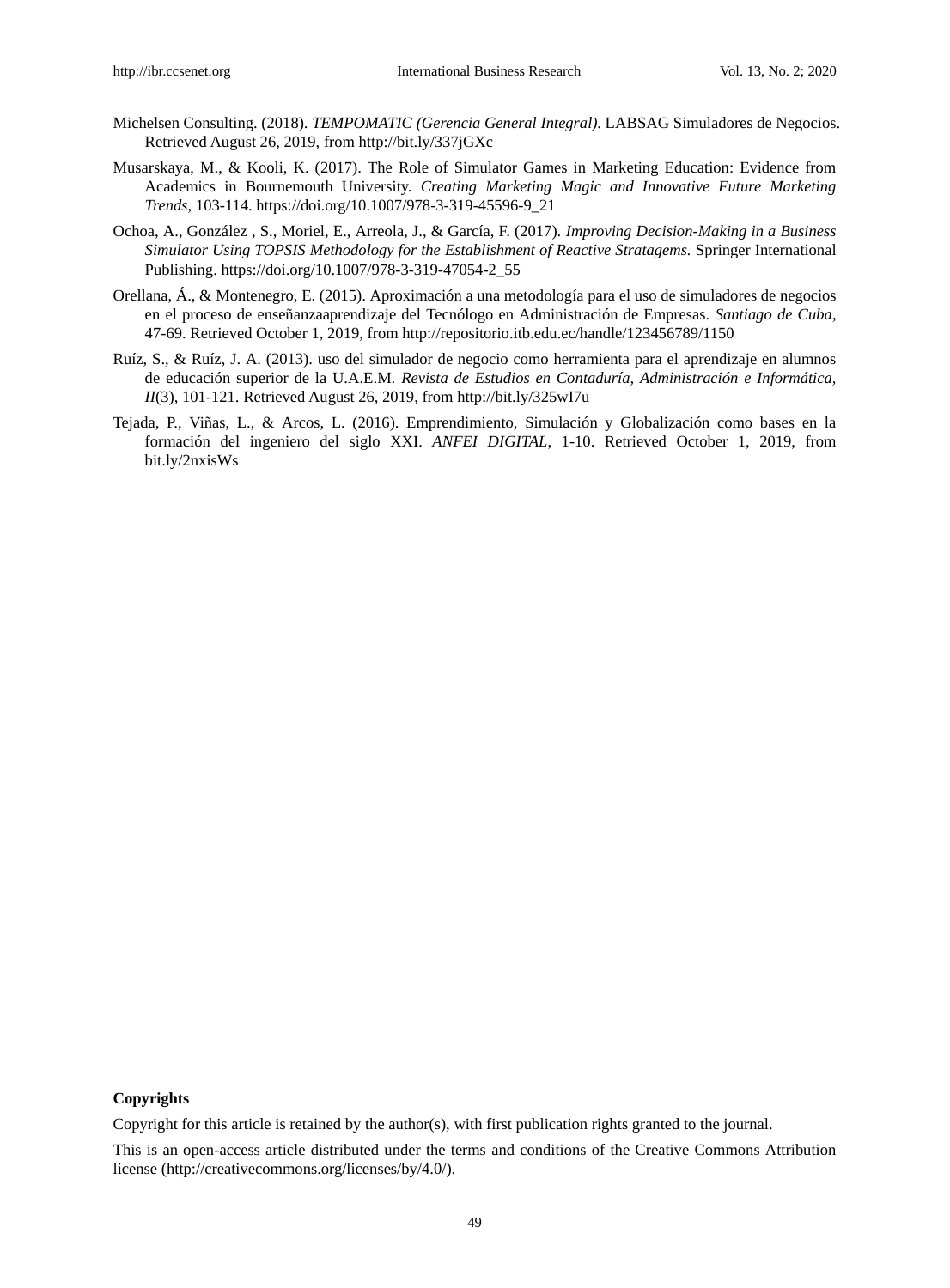Michelsen Consulting. (2018). *TEMPOMATIC (Gerencia General Integral)*. LABSAG Simuladores de Negocios. Retrieved August 26, 2019, from http://bit.ly/337jGXc

Musarskaya, M., & Kooli, K. (2017). The Role of Simulator Games in Marketing Education: Evidence from Academics in Bournemouth University. *Creating Marketing Magic and Innovative Future Marketing Trends*, 103-114. https://doi.org/10.1007/978-3-319-45596-9_21

Ochoa, A., González , S., Moriel, E., Arreola, J., & García, F. (2017). *Improving Decision-Making in a Business Simulator Using TOPSIS Methodology for the Establishment of Reactive Stratagems.* Springer International Publishing. https://doi.org/10.1007/978-3-319-47054-2_55

Orellana, Á., & Montenegro, E. (2015). Aproximación a una metodología para el uso de simuladores de negocios en el proceso de enseñanzaaprendizaje del Tecnólogo en Administración de Empresas. *Santiago de Cuba*, 47-69. Retrieved October 1, 2019, from http://repositorio.itb.edu.ec/handle/123456789/1150

Ruíz, S., & Ruíz, J. A. (2013). uso del simulador de negocio como herramienta para el aprendizaje en alumnos de educación superior de la U.A.E.M. *Revista de Estudios en Contaduría, Administración e Informática, II*(3), 101-121. Retrieved August 26, 2019, from http://bit.ly/325wI7u

Tejada, P., Viñas, L., & Arcos, L. (2016). Emprendimiento, Simulación y Globalización como bases en la formación del ingeniero del siglo XXI. *ANFEI DIGITAL*, 1-10. Retrieved October 1, 2019, from bit.ly/2nxisWs

**Copyrights**

Copyright for this article is retained by the author(s), with first publication rights granted to the journal.

This is an open-access article distributed under the terms and conditions of the Creative Commons Attribution license (http://creativecommons.org/licenses/by/4.0/).